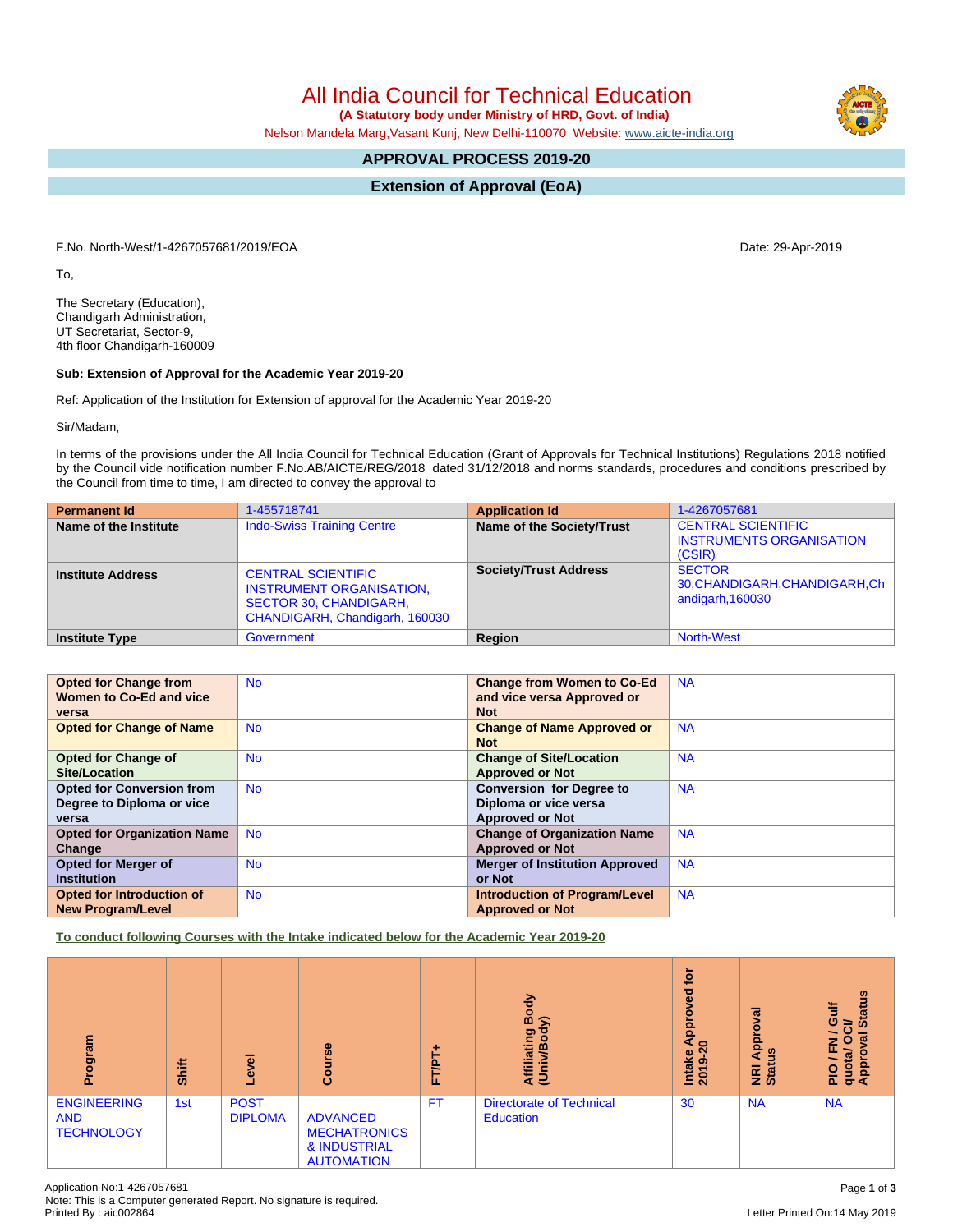# All India Council for Technical Education

**(A Statutory body under Ministry of HRD, Govt. of India)**

Nelson Mandela Marg,Vasant Kunj, New Delhi-110070 Website: www.aicte-india.org

## APPROVAL PROCESS 2019-20

## Extension of Approval (EoA)

F.No. North-West/1-4267057681/2019/EOA

Date: 29-Apr-2019

To,

The Secretary (Education),
Chandigarh Administration,
UT Secretariat, Sector-9,
4th floor Chandigarh-160009

**Sub: Extension of Approval for the Academic Year 2019-20**

Ref: Application of the Institution for Extension of approval for the Academic Year 2019-20

Sir/Madam,

In terms of the provisions under the All India Council for Technical Education (Grant of Approvals for Technical Institutions) Regulations 2018 notified by the Council vide notification number F.No.AB/AICTE/REG/2018 dated 31/12/2018 and norms standards, procedures and conditions prescribed by the Council from time to time, I am directed to convey the approval to

| **Permanent Id** | 1-455718741 | **Application Id** | 1-4267057681 |
|---|---|---|---|
| **Name of the Institute** | Indo-Swiss Training Centre | **Name of the Society/Trust** | CENTRAL SCIENTIFIC INSTRUMENTS ORGANISATION (CSIR) |
| **Institute Address** | CENTRAL SCIENTIFIC INSTRUMENT ORGANISATION, SECTOR 30, CHANDIGARH, CHANDIGARH, Chandigarh, 160030 | **Society/Trust Address** | SECTOR 30,CHANDIGARH,CHANDIGARH,Chandigarh,160030 |
| **Institute Type** | Government | **Region** | North-West |

| **Opted for Change from Women to Co-Ed and vice versa** | No | **Change from Women to Co-Ed and vice versa Approved or Not** | NA |
|---|---|---|---|
| **Opted for Change of Name** | No | **Change of Name Approved or Not** | NA |
| **Opted for Change of Site/Location** | No | **Change of Site/Location Approved or Not** | NA |
| **Opted for Conversion from Degree to Diploma or vice versa** | No | **Conversion for Degree to Diploma or vice versa Approved or Not** | NA |
| **Opted for Organization Name Change** | No | **Change of Organization Name Approved or Not** | NA |
| **Opted for Merger of Institution** | No | **Merger of Institution Approved or Not** | NA |
| **Opted for Introduction of New Program/Level** | No | **Introduction of Program/Level Approved or Not** | NA |

**To conduct following Courses with the Intake indicated below for the Academic Year 2019-20**

| Program | Shift | Level | Course | FT/PT+ | Affiliating Body (Univ/Body) | Intake Approved for 2019-20 | NRI Approval Status | PIO / FN / Gulf quota/ OCI/ Approval Status |
|---|---|---|---|---|---|---|---|---|
| ENGINEERING AND TECHNOLOGY | 1st | POST DIPLOMA | ADVANCED MECHATRONICS & INDUSTRIAL AUTOMATION | FT | Directorate of Technical Education | 30 | NA | NA |

Application No:1-4267057681
Note: This is a Computer generated Report. No signature is required.
Printed By : aic002864

Letter Printed On:14 May 2019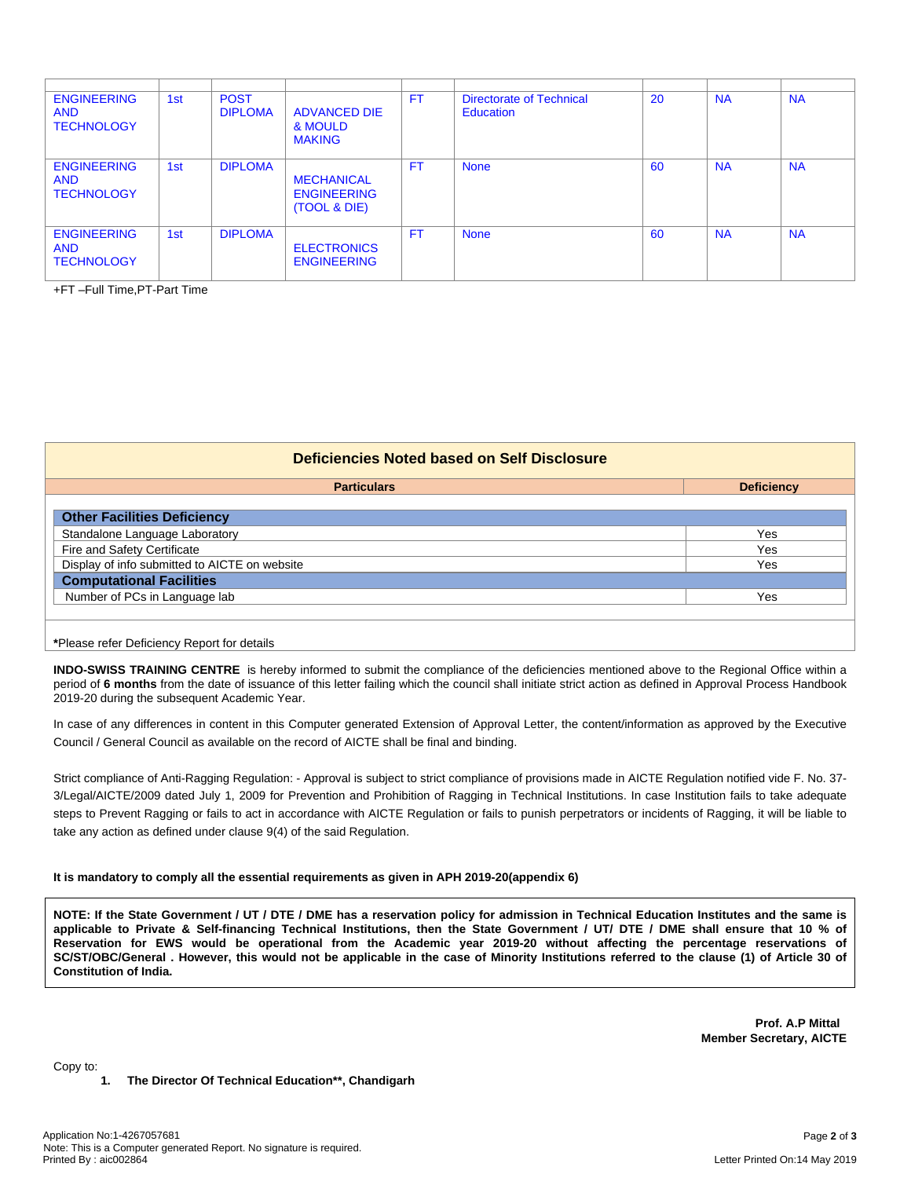| | | | | | | | | |
|---|---|---|---|---|---|---|---|---|
| ENGINEERING AND TECHNOLOGY | 1st | POST DIPLOMA | ADVANCED DIE & MOULD MAKING | FT | Directorate of Technical Education | 20 | NA | NA |
| ENGINEERING AND TECHNOLOGY | 1st | DIPLOMA | MECHANICAL ENGINEERING (TOOL & DIE) | FT | None | 60 | NA | NA |
| ENGINEERING AND TECHNOLOGY | 1st | DIPLOMA | ELECTRONICS ENGINEERING | FT | None | 60 | NA | NA |

+FT –Full Time,PT-Part Time

## Deficiencies Noted based on Self Disclosure

| Particulars | Deficiency |
|---|---|
| **Other Facilities Deficiency** | |
| Standalone Language Laboratory | Yes |
| Fire and Safety Certificate | Yes |
| Display of info submitted to AICTE on website | Yes |
| **Computational Facilities** | |
| Number of PCs in Language lab | Yes |

***Please refer Deficiency Report for details**

**INDO-SWISS TRAINING CENTRE** is hereby informed to submit the compliance of the deficiencies mentioned above to the Regional Office within a period of **6 months** from the date of issuance of this letter failing which the council shall initiate strict action as defined in Approval Process Handbook 2019-20 during the subsequent Academic Year.

In case of any differences in content in this Computer generated Extension of Approval Letter, the content/information as approved by the Executive Council / General Council as available on the record of AICTE shall be final and binding.

Strict compliance of Anti-Ragging Regulation: - Approval is subject to strict compliance of provisions made in AICTE Regulation notified vide F. No. 37-3/Legal/AICTE/2009 dated July 1, 2009 for Prevention and Prohibition of Ragging in Technical Institutions. In case Institution fails to take adequate steps to Prevent Ragging or fails to act in accordance with AICTE Regulation or fails to punish perpetrators or incidents of Ragging, it will be liable to take any action as defined under clause 9(4) of the said Regulation.

**It is mandatory to comply all the essential requirements as given in APH 2019-20(appendix 6)**

**NOTE: If the State Government / UT / DTE / DME has a reservation policy for admission in Technical Education Institutes and the same is applicable to Private & Self-financing Technical Institutions, then the State Government / UT/ DTE / DME shall ensure that 10 % of Reservation for EWS would be operational from the Academic year 2019-20 without affecting the percentage reservations of SC/ST/OBC/General . However, this would not be applicable in the case of Minority Institutions referred to the clause (1) of Article 30 of Constitution of India.**

**Prof. A.P Mittal**
**Member Secretary, AICTE**

Copy to:

1. **The Director Of Technical Education**, Chandigarh**

Application No:1-4267057681
Note: This is a Computer generated Report. No signature is required.
Printed By : aic002864

Letter Printed On:14 May 2019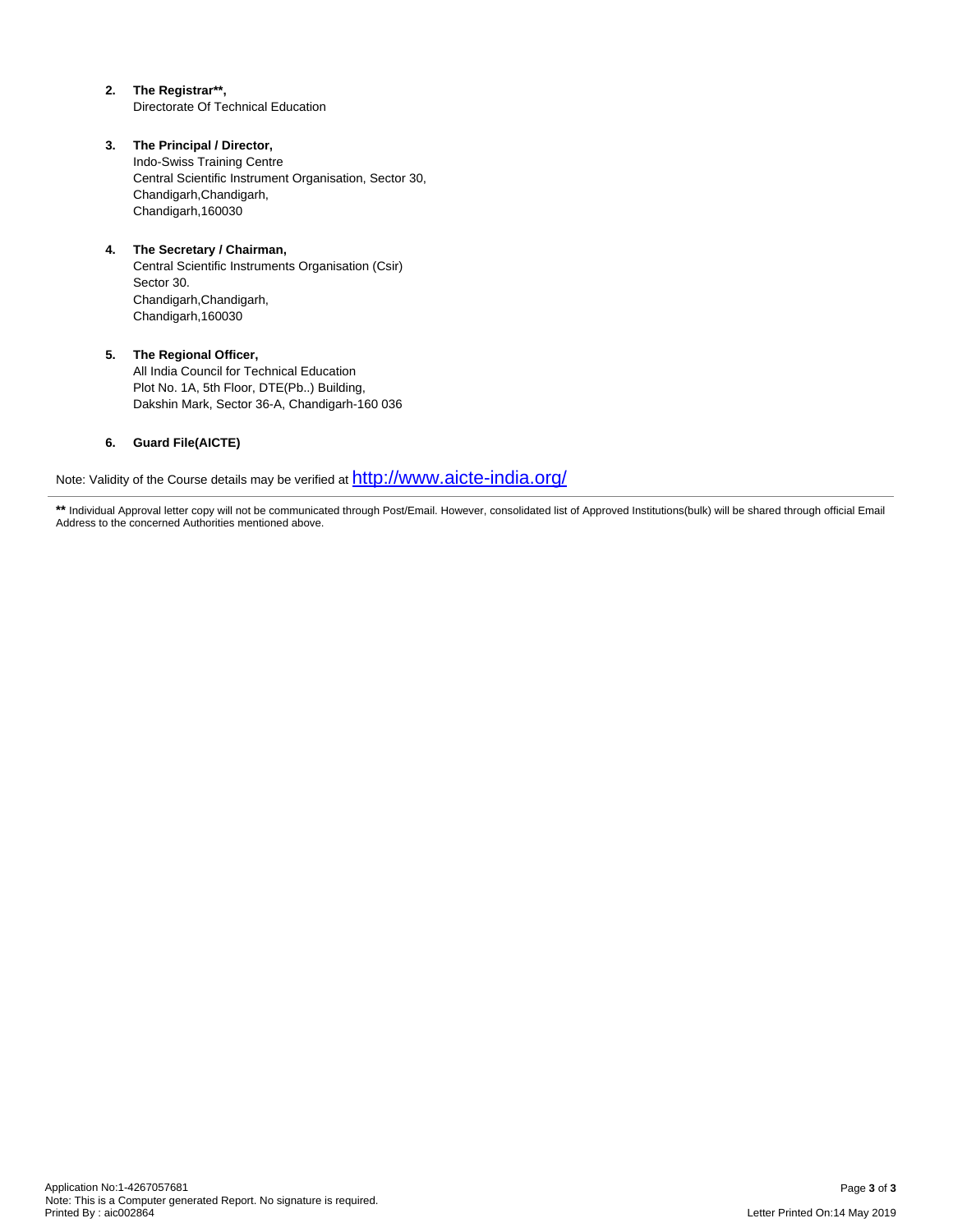2. **The Registrar\*\*,**
   Directorate Of Technical Education

3. **The Principal / Director,**
   Indo-Swiss Training Centre
   Central Scientific Instrument Organisation, Sector 30,
   Chandigarh,Chandigarh,
   Chandigarh,160030

4. **The Secretary / Chairman,**
   Central Scientific Instruments Organisation (Csir)
   Sector 30.
   Chandigarh,Chandigarh,
   Chandigarh,160030

5. **The Regional Officer,**
   All India Council for Technical Education
   Plot No. 1A, 5th Floor, DTE(Pb..) Building,
   Dakshin Mark, Sector 36-A, Chandigarh-160 036

6. **Guard File(AICTE)**

Note: Validity of the Course details may be verified at [http://www.aicte-india.org/](http://www.aicte-india.org/)

---

**\*\*** Individual Approval letter copy will not be communicated through Post/Email. However, consolidated list of Approved Institutions(bulk) will be shared through official Email Address to the concerned Authorities mentioned above.

Application No:1-4267057681
Note: This is a Computer generated Report. No signature is required.
Printed By : aic002864

Letter Printed On:14 May 2019